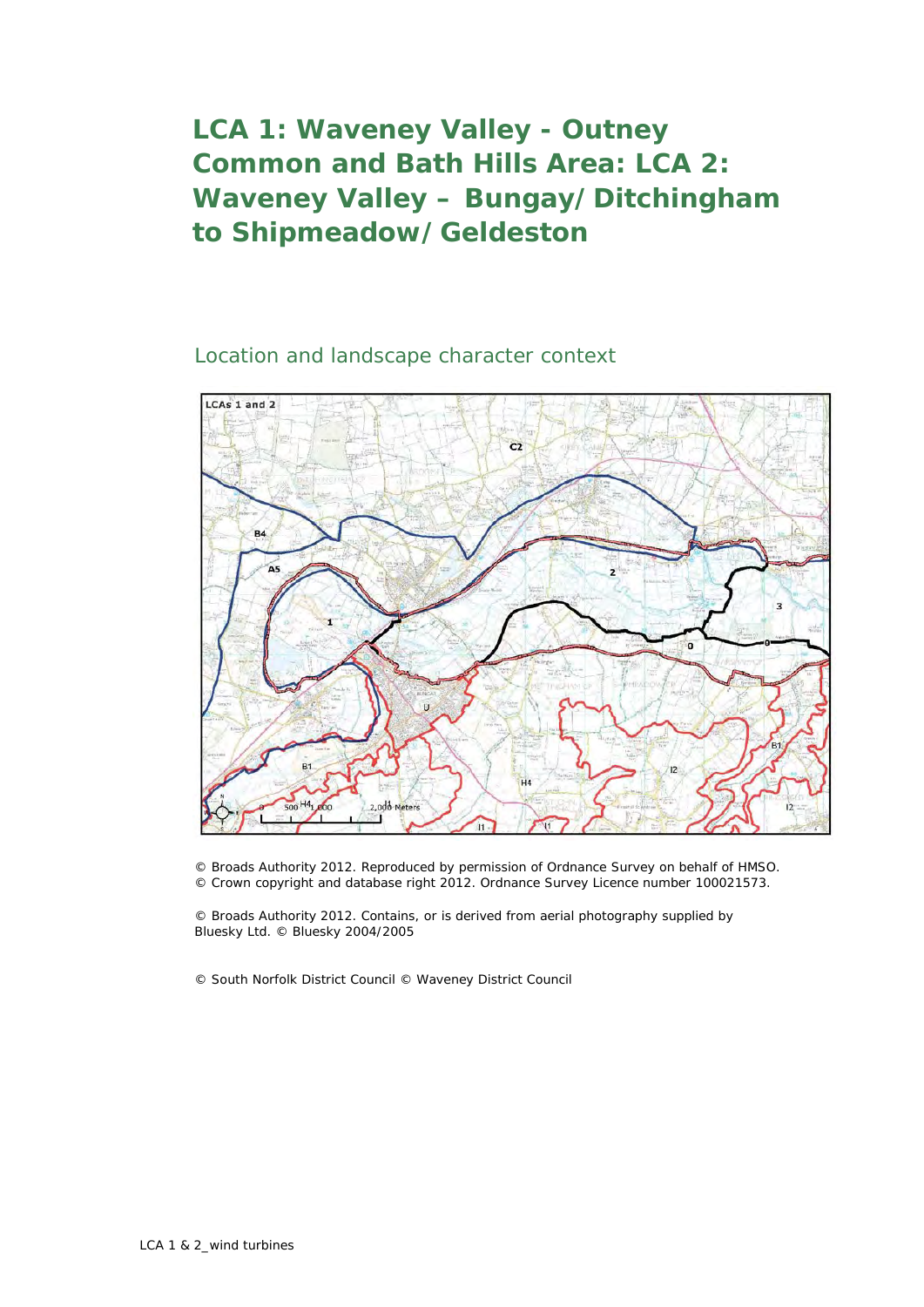# LCA 1: Waveney Valley - Outney Common and Bath Hills Area: LCA 2: Waveney Valley – Bungay/Ditchingham to Shipmeadow/Geldeston

## Location and landscape character context

© Broads Authority 2012. Reproduced by permission of Ordnance Survey on behalf of HMSO.
© Crown copyright and database right 2012. Ordnance Survey Licence number 100021573.

© Broads Authority 2012. Contains, or is derived from aerial photography supplied by Bluesky Ltd. © Bluesky 2004/2005

© South Norfolk District Council © Waveney District Council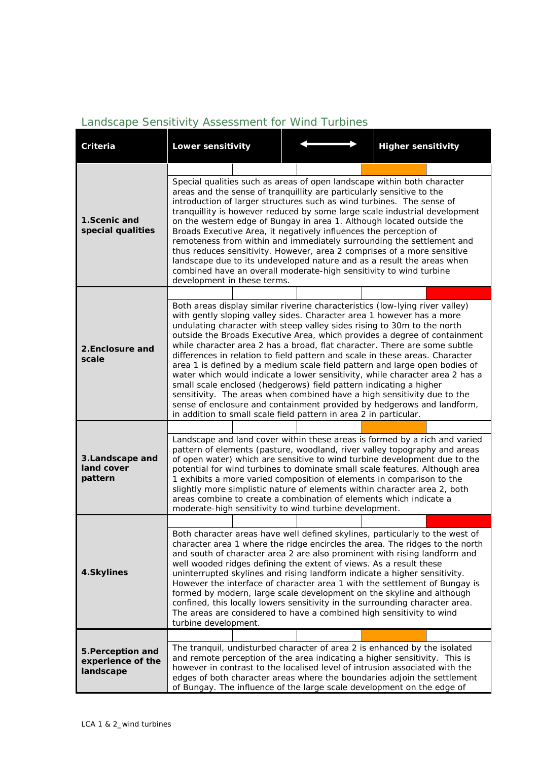## Landscape Sensitivity Assessment for Wind Turbines

| Criteria | Lower sensitivity ⟷ Higher sensitivity |
|---|---|
| **1.Scenic and special qualities** | Special qualities such as areas of open landscape within both character areas and the sense of tranquillity are particularly sensitive to the introduction of larger structures such as wind turbines. The sense of tranquillity is however reduced by some large scale industrial development on the western edge of Bungay in area 1. Although located outside the Broads Executive Area, it negatively influences the perception of remoteness from within and immediately surrounding the settlement and thus reduces sensitivity. However, area 2 comprises of a more sensitive landscape due to its undeveloped nature and as a result the areas when combined have an overall moderate-high sensitivity to wind turbine development in these terms. |
| **2.Enclosure and scale** | Both areas display similar riverine characteristics (low-lying river valley) with gently sloping valley sides. Character area 1 however has a more undulating character with steep valley sides rising to 30m to the north outside the Broads Executive Area, which provides a degree of containment while character area 2 has a broad, flat character. There are some subtle differences in relation to field pattern and scale in these areas. Character area 1 is defined by a medium scale field pattern and large open bodies of water which would indicate a lower sensitivity, while character area 2 has a small scale enclosed (hedgerows) field pattern indicating a higher sensitivity. The areas when combined have a high sensitivity due to the sense of enclosure and containment provided by hedgerows and landform, in addition to small scale field pattern in area 2 in particular. |
| **3.Landscape and land cover pattern** | Landscape and land cover within these areas is formed by a rich and varied pattern of elements (pasture, woodland, river valley topography and areas of open water) which are sensitive to wind turbine development due to the potential for wind turbines to dominate small scale features. Although area 1 exhibits a more varied composition of elements in comparison to the slightly more simplistic nature of elements within character area 2, both areas combine to create a combination of elements which indicate a moderate-high sensitivity to wind turbine development. |
| **4.Skylines** | Both character areas have well defined skylines, particularly to the west of character area 1 where the ridge encircles the area. The ridges to the north and south of character area 2 are also prominent with rising landform and well wooded ridges defining the extent of views. As a result these uninterrupted skylines and rising landform indicate a higher sensitivity. However the interface of character area 1 with the settlement of Bungay is formed by modern, large scale development on the skyline and although confined, this locally lowers sensitivity in the surrounding character area. The areas are considered to have a combined high sensitivity to wind turbine development. |
| **5.Perception and experience of the landscape** | The tranquil, undisturbed character of area 2 is enhanced by the isolated and remote perception of the area indicating a higher sensitivity. This is however in contrast to the localised level of intrusion associated with the edges of both character areas where the boundaries adjoin the settlement of Bungay. The influence of the large scale development on the edge of |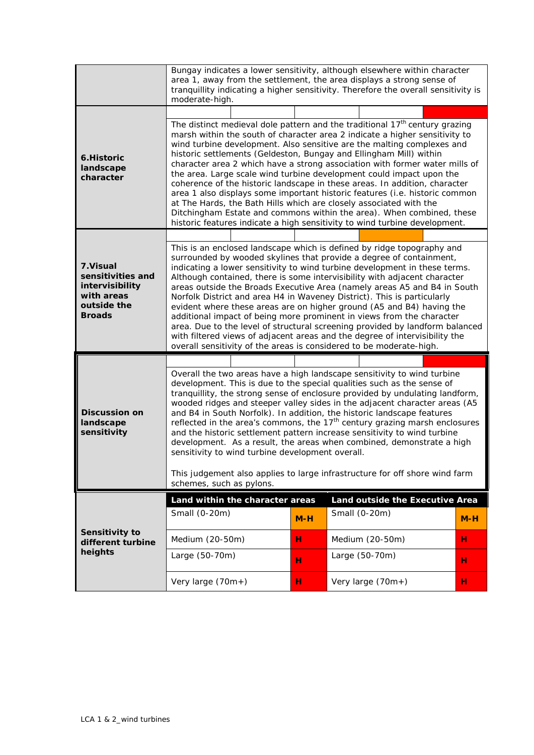| | |
|---|---|
| | Bungay indicates a lower sensitivity, although elsewhere within character area 1, away from the settlement, the area displays a strong sense of tranquillity indicating a higher sensitivity. Therefore the overall sensitivity is moderate-high. |
| **6.Historic landscape character** | The distinct medieval dole pattern and the traditional 17th century grazing marsh within the south of character area 2 indicate a higher sensitivity to wind turbine development. Also sensitive are the malting complexes and historic settlements (Geldeston, Bungay and Ellingham Mill) within character area 2 which have a strong association with former water mills of the area. Large scale wind turbine development could impact upon the coherence of the historic landscape in these areas. In addition, character area 1 also displays some important historic features (i.e. historic common at The Hards, the Bath Hills which are closely associated with the Ditchingham Estate and commons within the area). When combined, these historic features indicate a high sensitivity to wind turbine development. |
| **7.Visual sensitivities and intervisibility with areas outside the Broads** | This is an enclosed landscape which is defined by ridge topography and surrounded by wooded skylines that provide a degree of containment, indicating a lower sensitivity to wind turbine development in these terms. Although contained, there is some intervisibility with adjacent character areas outside the Broads Executive Area (namely areas A5 and B4 in South Norfolk District and area H4 in Waveney District). This is particularly evident where these areas are on higher ground (A5 and B4) having the additional impact of being more prominent in views from the character area. Due to the level of structural screening provided by landform balanced with filtered views of adjacent areas and the degree of intervisibility the overall sensitivity of the areas is considered to be moderate-high. |
| **Discussion on landscape sensitivity** | Overall the two areas have a high landscape sensitivity to wind turbine development. This is due to the special qualities such as the sense of tranquillity, the strong sense of enclosure provided by undulating landform, wooded ridges and steeper valley sides in the adjacent character areas (A5 and B4 in South Norfolk). In addition, the historic landscape features reflected in the area's commons, the 17th century grazing marsh enclosures and the historic settlement pattern increase sensitivity to wind turbine development. As a result, the areas when combined, demonstrate a high sensitivity to wind turbine development overall.<br><br>This judgement also applies to large infrastructure for off shore wind farm schemes, such as pylons. |

| Sensitivity to different turbine heights | Land within the character areas | | Land outside the Executive Area | |
|---|---|---|---|---|
| | Small (0-20m) | M-H | Small (0-20m) | M-H |
| | Medium (20-50m) | H | Medium (20-50m) | H |
| | Large (50-70m) | H | Large (50-70m) | H |
| | Very large (70m+) | H | Very large (70m+) | H |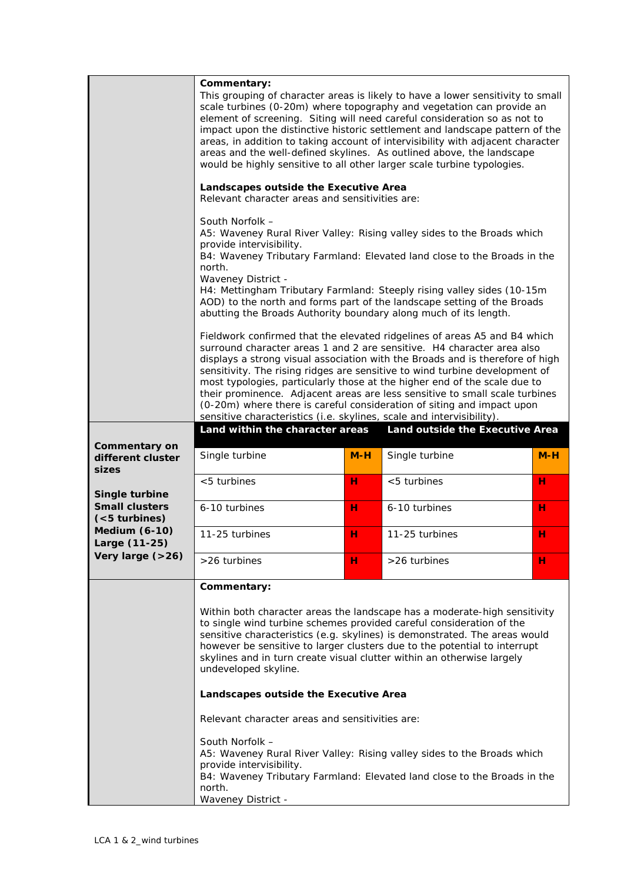**Commentary:**

This grouping of character areas is likely to have a lower sensitivity to small scale turbines (0-20m) where topography and vegetation can provide an element of screening. Siting will need careful consideration so as not to impact upon the distinctive historic settlement and landscape pattern of the areas, in addition to taking account of intervisibility with adjacent character areas and the well-defined skylines. As outlined above, the landscape would be highly sensitive to all other larger scale turbine typologies.

**Landscapes outside the Executive Area**

Relevant character areas and sensitivities are:

South Norfolk –
A5: Waveney Rural River Valley: Rising valley sides to the Broads which provide intervisibility.
B4: Waveney Tributary Farmland: Elevated land close to the Broads in the north.
Waveney District -
H4: Mettingham Tributary Farmland: Steeply rising valley sides (10-15m AOD) to the north and forms part of the landscape setting of the Broads abutting the Broads Authority boundary along much of its length.

Fieldwork confirmed that the elevated ridgelines of areas A5 and B4 which surround character areas 1 and 2 are sensitive. H4 character area also displays a strong visual association with the Broads and is therefore of high sensitivity. The rising ridges are sensitive to wind turbine development of most typologies, particularly those at the higher end of the scale due to their prominence. Adjacent areas are less sensitive to small scale turbines (0-20m) where there is careful consideration of siting and impact upon sensitive characteristics (i.e. skylines, scale and intervisibility).

| **Commentary on different cluster sizes** | **Land within the character areas** | | **Land outside the Executive Area** | |
|---|---|---|---|---|
| **Single turbine** | Single turbine | **M-H** | Single turbine | **M-H** |
| **Small clusters (<5 turbines)** | <5 turbines | **H** | <5 turbines | **H** |
| **Medium (6-10)** | 6-10 turbines | **H** | 6-10 turbines | **H** |
| **Large (11-25)** | 11-25 turbines | **H** | 11-25 turbines | **H** |
| **Very large (>26)** | >26 turbines | **H** | >26 turbines | **H** |

**Commentary:**

Within both character areas the landscape has a moderate-high sensitivity to single wind turbine schemes provided careful consideration of the sensitive characteristics (e.g. skylines) is demonstrated. The areas would however be sensitive to larger clusters due to the potential to interrupt skylines and in turn create visual clutter within an otherwise largely undeveloped skyline.

**Landscapes outside the Executive Area**

Relevant character areas and sensitivities are:

South Norfolk –
A5: Waveney Rural River Valley: Rising valley sides to the Broads which provide intervisibility.
B4: Waveney Tributary Farmland: Elevated land close to the Broads in the north.
Waveney District -